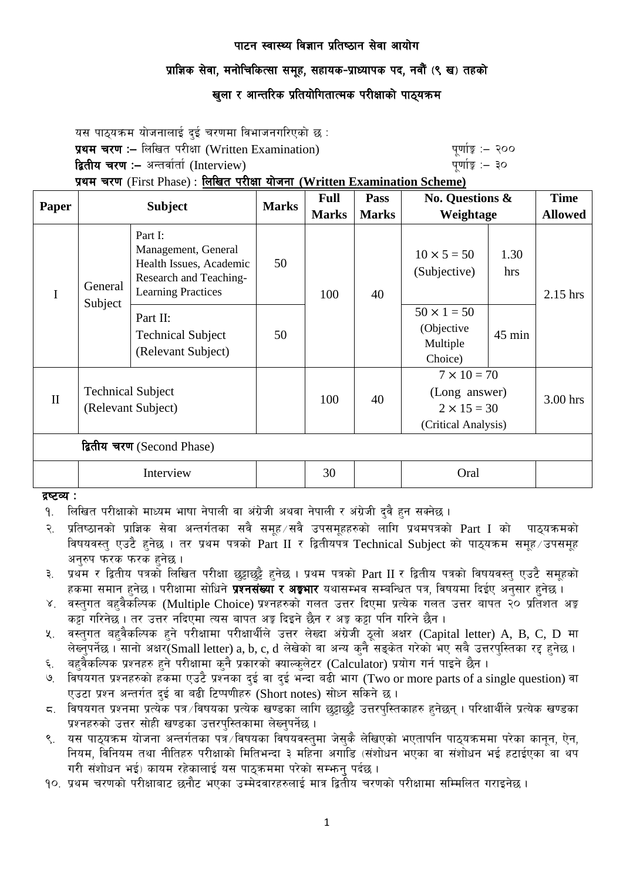# पाटन स्वास्थ्य विज्ञान प्रतिष्ठान सेवा आयोग

## प्राज्ञिक सेवा, मनोचिकित्सा समूह, सहायक-प्राध्यापक पद, नवौं (९ ख) तहको

## खुला र आन्तरिक प्रतियोगितात्मक परीक्षाको पाठ्यक्रम

यस पाठ्यक्रम योजनालाई दुई चरणमा विभाजनगरिएको छ :

**प्रथम चरण :–** लिखित परीक्षा (Written Examination) पूर्णाङ्क :– २००

**द्वितीय चरण :–** अन्तर्वार्ता (Interview) पूर्णाङ्क :– ३०

**प्रथम चरण** (First Phase) : **लिखित परीक्षा योजना (Written Examination Scheme)**

| Paper | Subject | | Marks | Full Marks | Pass Marks | No. Questions & Weightage | | Time Allowed |
|---|---|---|---|---|---|---|---|---|
| I | General Subject | Part I: Management, General Health Issues, Academic Research and Teaching-Learning Practices | 50 | 100 | 40 | $10 \times 5 = 50$ (Subjective) | 1.30 hrs | 2.15 hrs |
| | | Part II: Technical Subject (Relevant Subject) | 50 | | | $50 \times 1 = 50$ (Objective Multiple Choice) | 45 min | |
| II | Technical Subject (Relevant Subject) | | | 100 | 40 | $7 \times 10 = 70$ (Long answer) $2 \times 15 = 30$ (Critical Analysis) | | 3.00 hrs |
| **द्वितीय चरण** (Second Phase) | | | | | | | | |
| | Interview | | | 30 | | Oral | | |

**द्रष्टव्य :**

१. लिखित परीक्षाको माध्यम भाषा नेपाली वा अंग्रेजी अथवा नेपाली र अंग्रेजी दुवै हुन सक्नेछ ।

२. प्रतिष्ठानको प्राज्ञिक सेवा अन्तर्गतका सबै समूह/सबै उपसमूहहरुको लागि प्रथमपत्रको Part I को पाठ्यक्रमको विषयवस्तु एउटै हुनेछ । तर प्रथम पत्रको Part II र द्वितीयपत्र Technical Subject को पाठ्यक्रम समूह/उपसमूह अनुरुप फरक फरक हुनेछ ।

३. प्रथम र द्वितीय पत्रको लिखित परीक्षा छुट्टाछुट्टै हुनेछ । प्रथम पत्रको Part II र द्वितीय पत्रको विषयवस्तु एउटै समूहको हकमा समान हुनेछ । परीक्षामा सोधिने **प्रश्नसंख्या र अङ्कभार** यथासम्भव सम्बन्धित पत्र, विषयमा दिईए अनुसार हुनेछ ।

४. वस्तुगत बहुवैकल्पिक (Multiple Choice) प्रश्नहरुको गलत उत्तर दिएमा प्रत्येक गलत उत्तर बापत २० प्रतिशत अङ्क कट्टा गरिनेछ । तर उत्तर नदिएमा त्यस बापत अङ्क दिइने छैन र अङ्क कट्टा पनि गरिने छैन ।

५. वस्तुगत बहुवैकल्पिक हुने परीक्षामा परीक्षार्थीले उत्तर लेख्दा अंग्रेजी ठूलो अक्षर (Capital letter) A, B, C, D मा लेख्नुपर्नेछ । सानो अक्षर(Small letter) a, b, c, d लेखेको वा अन्य कुनै सङ्केत गरेको भए सबै उत्तरपुस्तिका रद्द हुनेछ ।

६. बहुवैकल्पिक प्रश्नहरु हुने परीक्षामा कुनै प्रकारको क्याल्कुलेटर (Calculator) प्रयोग गर्न पाइने छैन ।

७. विषयगत प्रश्नहरुको हकमा एउटै प्रश्नका दुई वा दुई भन्दा बढी भाग (Two or more parts of a single question) वा एउटा प्रश्न अन्तर्गत दुई वा बढी टिप्पणीहरु (Short notes) सोध्न सकिने छ ।

८. विषयगत प्रश्नमा प्रत्येक पत्र/विषयका प्रत्येक खण्डका लागि छुट्टाछुट्टै उत्तरपुस्तिकाहरु हुनेछन् । परिक्षार्थीले प्रत्येक खण्डका प्रश्नहरुको उत्तर सोही खण्डका उत्तरपुस्तिकामा लेख्नुपर्नेछ ।

९. यस पाठ्यक्रम योजना अन्तर्गतका पत्र/विषयका विषयवस्तुमा जेसुकै लेखिएको भएतापनि पाठ्यक्रममा परेका कानून, ऐन, नियम, विनियम तथा नीतिहरु परीक्षाको मितिभन्दा ३ महिना अगाडि (संशोधन भएका वा संशोधन भई हटाईएका वा थप गरी संशोधन भई) कायम रहेकालाई यस पाठ्कममा परेको सम्झनु पर्दछ ।

१०. प्रथम चरणको परीक्षाबाट छनौट भएका उम्मेदवारहरुलाई मात्र द्वितीय चरणको परीक्षामा सम्मिलित गराइनेछ ।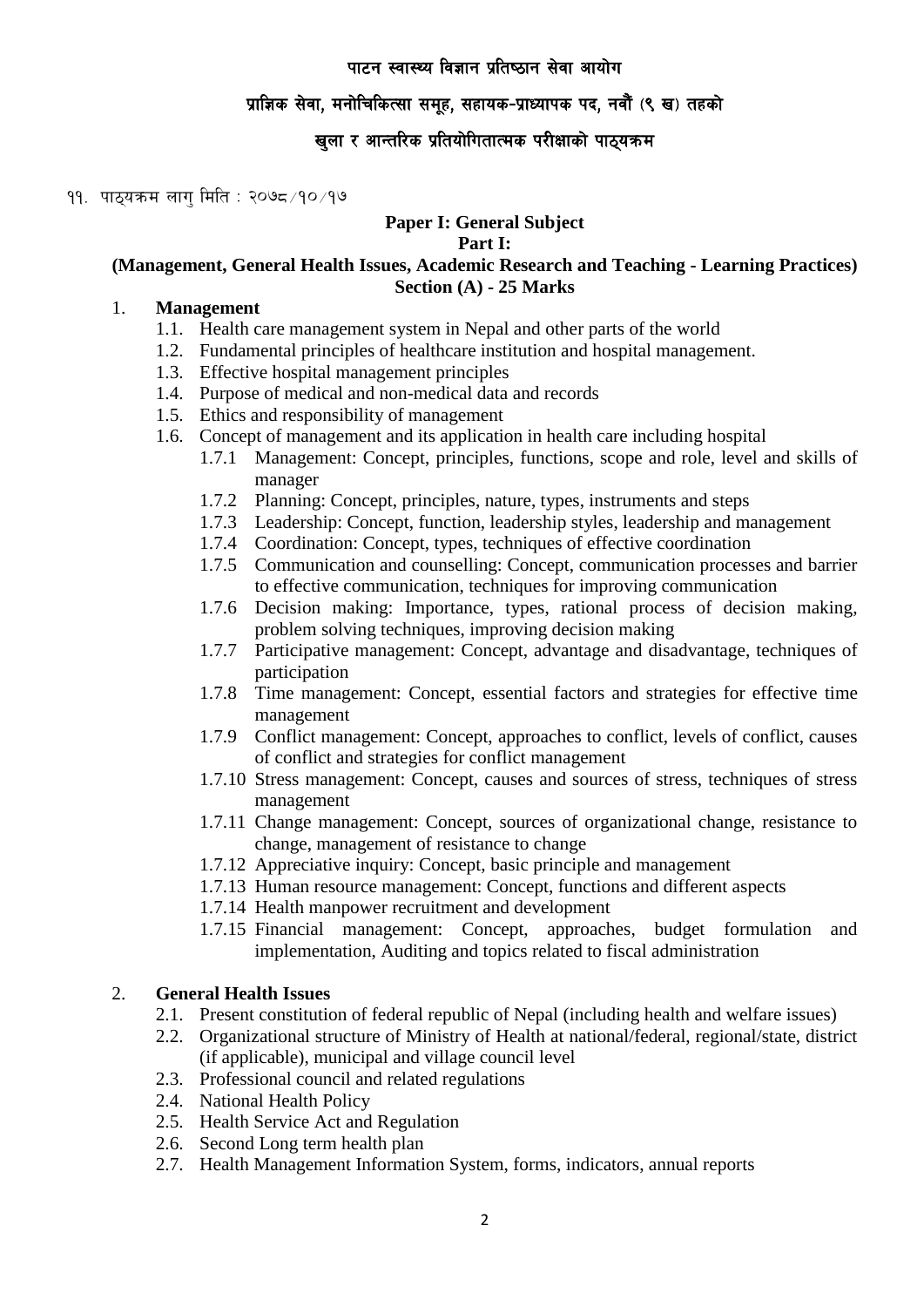# पाटन स्वास्थ्य विज्ञान प्रतिष्ठान सेवा आयोग

## प्राज्ञिक सेवा, मनोचिकित्सा समूह, सहायक-प्राध्यापक पद, नवौं (९ ख) तहको

## खुला र आन्तरिक प्रतियोगितात्मक परीक्षाको पाठ्यक्रम

११. पाठ्यक्रम लागु मिति : २०७८/१०/१७

### Paper I: General Subject

### Part I:

### (Management, General Health Issues, Academic Research and Teaching - Learning Practices)

### Section (A) - 25 Marks

1. **Management**
   - 1.1. Health care management system in Nepal and other parts of the world
   - 1.2. Fundamental principles of healthcare institution and hospital management.
   - 1.3. Effective hospital management principles
   - 1.4. Purpose of medical and non-medical data and records
   - 1.5. Ethics and responsibility of management
   - 1.6. Concept of management and its application in health care including hospital
     - 1.7.1 Management: Concept, principles, functions, scope and role, level and skills of manager
     - 1.7.2 Planning: Concept, principles, nature, types, instruments and steps
     - 1.7.3 Leadership: Concept, function, leadership styles, leadership and management
     - 1.7.4 Coordination: Concept, types, techniques of effective coordination
     - 1.7.5 Communication and counselling: Concept, communication processes and barrier to effective communication, techniques for improving communication
     - 1.7.6 Decision making: Importance, types, rational process of decision making, problem solving techniques, improving decision making
     - 1.7.7 Participative management: Concept, advantage and disadvantage, techniques of participation
     - 1.7.8 Time management: Concept, essential factors and strategies for effective time management
     - 1.7.9 Conflict management: Concept, approaches to conflict, levels of conflict, causes of conflict and strategies for conflict management
     - 1.7.10 Stress management: Concept, causes and sources of stress, techniques of stress management
     - 1.7.11 Change management: Concept, sources of organizational change, resistance to change, management of resistance to change
     - 1.7.12 Appreciative inquiry: Concept, basic principle and management
     - 1.7.13 Human resource management: Concept, functions and different aspects
     - 1.7.14 Health manpower recruitment and development
     - 1.7.15 Financial management: Concept, approaches, budget formulation and implementation, Auditing and topics related to fiscal administration

2. **General Health Issues**
   - 2.1. Present constitution of federal republic of Nepal (including health and welfare issues)
   - 2.2. Organizational structure of Ministry of Health at national/federal, regional/state, district (if applicable), municipal and village council level
   - 2.3. Professional council and related regulations
   - 2.4. National Health Policy
   - 2.5. Health Service Act and Regulation
   - 2.6. Second Long term health plan
   - 2.7. Health Management Information System, forms, indicators, annual reports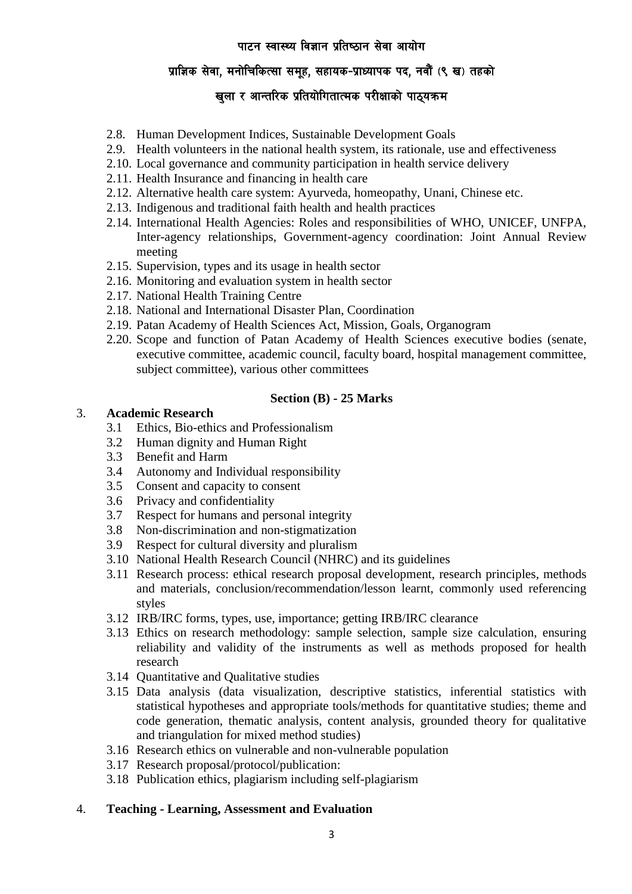- 2.8. Human Development Indices, Sustainable Development Goals
- 2.9. Health volunteers in the national health system, its rationale, use and effectiveness
- 2.10. Local governance and community participation in health service delivery
- 2.11. Health Insurance and financing in health care
- 2.12. Alternative health care system: Ayurveda, homeopathy, Unani, Chinese etc.
- 2.13. Indigenous and traditional faith health and health practices
- 2.14. International Health Agencies: Roles and responsibilities of WHO, UNICEF, UNFPA, Inter-agency relationships, Government-agency coordination: Joint Annual Review meeting
- 2.15. Supervision, types and its usage in health sector
- 2.16. Monitoring and evaluation system in health sector
- 2.17. National Health Training Centre
- 2.18. National and International Disaster Plan, Coordination
- 2.19. Patan Academy of Health Sciences Act, Mission, Goals, Organogram
- 2.20. Scope and function of Patan Academy of Health Sciences executive bodies (senate, executive committee, academic council, faculty board, hospital management committee, subject committee), various other committees

### Section (B) - 25 Marks

3. **Academic Research**
   - 3.1 Ethics, Bio-ethics and Professionalism
   - 3.2 Human dignity and Human Right
   - 3.3 Benefit and Harm
   - 3.4 Autonomy and Individual responsibility
   - 3.5 Consent and capacity to consent
   - 3.6 Privacy and confidentiality
   - 3.7 Respect for humans and personal integrity
   - 3.8 Non-discrimination and non-stigmatization
   - 3.9 Respect for cultural diversity and pluralism
   - 3.10 National Health Research Council (NHRC) and its guidelines
   - 3.11 Research process: ethical research proposal development, research principles, methods and materials, conclusion/recommendation/lesson learnt, commonly used referencing styles
   - 3.12 IRB/IRC forms, types, use, importance; getting IRB/IRC clearance
   - 3.13 Ethics on research methodology: sample selection, sample size calculation, ensuring reliability and validity of the instruments as well as methods proposed for health research
   - 3.14 Quantitative and Qualitative studies
   - 3.15 Data analysis (data visualization, descriptive statistics, inferential statistics with statistical hypotheses and appropriate tools/methods for quantitative studies; theme and code generation, thematic analysis, content analysis, grounded theory for qualitative and triangulation for mixed method studies)
   - 3.16 Research ethics on vulnerable and non-vulnerable population
   - 3.17 Research proposal/protocol/publication:
   - 3.18 Publication ethics, plagiarism including self-plagiarism

4. **Teaching - Learning, Assessment and Evaluation**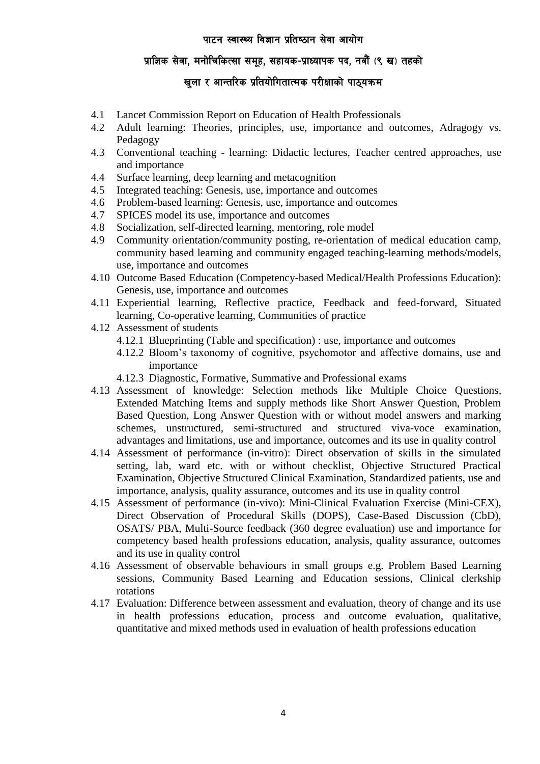4.1 Lancet Commission Report on Education of Health Professionals
4.2 Adult learning: Theories, principles, use, importance and outcomes, Adragogy vs. Pedagogy
4.3 Conventional teaching - learning: Didactic lectures, Teacher centred approaches, use and importance
4.4 Surface learning, deep learning and metacognition
4.5 Integrated teaching: Genesis, use, importance and outcomes
4.6 Problem-based learning: Genesis, use, importance and outcomes
4.7 SPICES model its use, importance and outcomes
4.8 Socialization, self-directed learning, mentoring, role model
4.9 Community orientation/community posting, re-orientation of medical education camp, community based learning and community engaged teaching-learning methods/models, use, importance and outcomes
4.10 Outcome Based Education (Competency-based Medical/Health Professions Education): Genesis, use, importance and outcomes
4.11 Experiential learning, Reflective practice, Feedback and feed-forward, Situated learning, Co-operative learning, Communities of practice
4.12 Assessment of students
    4.12.1 Blueprinting (Table and specification) : use, importance and outcomes
    4.12.2 Bloom's taxonomy of cognitive, psychomotor and affective domains, use and importance
    4.12.3 Diagnostic, Formative, Summative and Professional exams
4.13 Assessment of knowledge: Selection methods like Multiple Choice Questions, Extended Matching Items and supply methods like Short Answer Question, Problem Based Question, Long Answer Question with or without model answers and marking schemes, unstructured, semi-structured and structured viva-voce examination, advantages and limitations, use and importance, outcomes and its use in quality control
4.14 Assessment of performance (in-vitro): Direct observation of skills in the simulated setting, lab, ward etc. with or without checklist, Objective Structured Practical Examination, Objective Structured Clinical Examination, Standardized patients, use and importance, analysis, quality assurance, outcomes and its use in quality control
4.15 Assessment of performance (in-vivo): Mini-Clinical Evaluation Exercise (Mini-CEX), Direct Observation of Procedural Skills (DOPS), Case-Based Discussion (CbD), OSATS/ PBA, Multi-Source feedback (360 degree evaluation) use and importance for competency based health professions education, analysis, quality assurance, outcomes and its use in quality control
4.16 Assessment of observable behaviours in small groups e.g. Problem Based Learning sessions, Community Based Learning and Education sessions, Clinical clerkship rotations
4.17 Evaluation: Difference between assessment and evaluation, theory of change and its use in health professions education, process and outcome evaluation, qualitative, quantitative and mixed methods used in evaluation of health professions education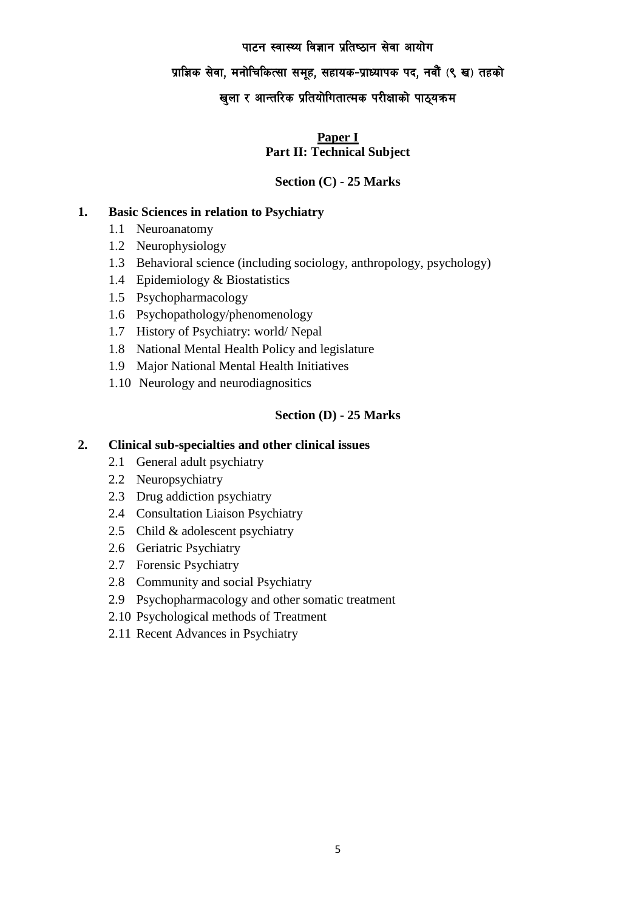पाटन स्वास्थ्य विज्ञान प्रतिष्ठान सेवा आयोग

प्राज्ञिक सेवा, मनोचिकित्सा समूह, सहायक-प्राध्यापक पद, नवौं (९ ख) तहको

खुला र आन्तरिक प्रतियोगितात्मक परीक्षाको पाठ्यक्रम

## Paper I
## Part II: Technical Subject

### Section (C) - 25 Marks

**1. Basic Sciences in relation to Psychiatry**

- 1.1 Neuroanatomy
- 1.2 Neurophysiology
- 1.3 Behavioral science (including sociology, anthropology, psychology)
- 1.4 Epidemiology & Biostatistics
- 1.5 Psychopharmacology
- 1.6 Psychopathology/phenomenology
- 1.7 History of Psychiatry: world/ Nepal
- 1.8 National Mental Health Policy and legislature
- 1.9 Major National Mental Health Initiatives
- 1.10 Neurology and neurodiagnositics

### Section (D) - 25 Marks

**2. Clinical sub-specialties and other clinical issues**

- 2.1 General adult psychiatry
- 2.2 Neuropsychiatry
- 2.3 Drug addiction psychiatry
- 2.4 Consultation Liaison Psychiatry
- 2.5 Child & adolescent psychiatry
- 2.6 Geriatric Psychiatry
- 2.7 Forensic Psychiatry
- 2.8 Community and social Psychiatry
- 2.9 Psychopharmacology and other somatic treatment
- 2.10 Psychological methods of Treatment
- 2.11 Recent Advances in Psychiatry